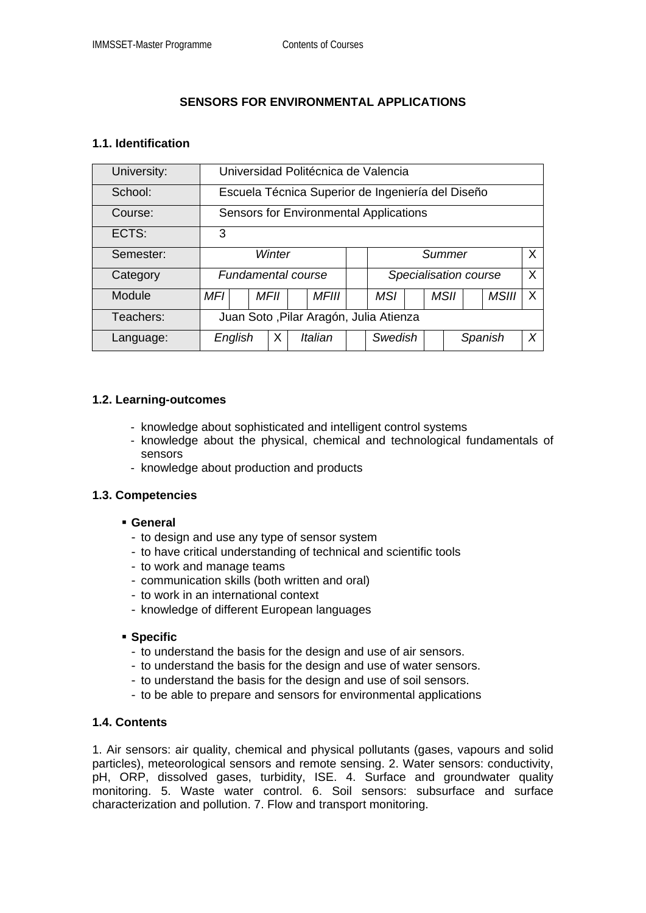# SENSORS FOR ENVIRONMENTAL APPLICATIONS

## 1.1. Identification

| University: | Universidad Politécnica de Valencia | | | | | | | | | | | |
|---|---|---|---|---|---|---|---|---|---|---|---|---|
| School: | Escuela Técnica Superior de Ingeniería del Diseño | | | | | | | | | | | |
| Course: | Sensors for Environmental Applications | | | | | | | | | | | |
| ECTS: | 3 | | | | | | | | | | | |
| Semester: | *Winter* | | | | | | *Summer* | | | | | X |
| Category | *Fundamental course* | | | | | | *Specialisation course* | | | | | X |
| Module | *MFI* | | *MFII* | | *MFIII* | | *MSI* | | *MSII* | | *MSIII* | X |
| Teachers: | Juan Soto ,Pilar Aragón, Julia Atienza | | | | | | | | | | | |
| Language: | *English* | X | *Italian* | | *Swedish* | | *Spanish* | *X* | | | | |

## 1.2. Learning-outcomes

- knowledge about sophisticated and intelligent control systems
- knowledge about the physical, chemical and technological fundamentals of sensors
- knowledge about production and products

## 1.3. Competencies

- **General**
  - to design and use any type of sensor system
  - to have critical understanding of technical and scientific tools
  - to work and manage teams
  - communication skills (both written and oral)
  - to work in an international context
  - knowledge of different European languages

- **Specific**
  - to understand the basis for the design and use of air sensors.
  - to understand the basis for the design and use of water sensors.
  - to understand the basis for the design and use of soil sensors.
  - to be able to prepare and sensors for environmental applications

## 1.4. Contents

1. Air sensors: air quality, chemical and physical pollutants (gases, vapours and solid particles), meteorological sensors and remote sensing. 2. Water sensors: conductivity, pH, ORP, dissolved gases, turbidity, ISE. 4. Surface and groundwater quality monitoring. 5. Waste water control. 6. Soil sensors: subsurface and surface characterization and pollution. 7. Flow and transport monitoring.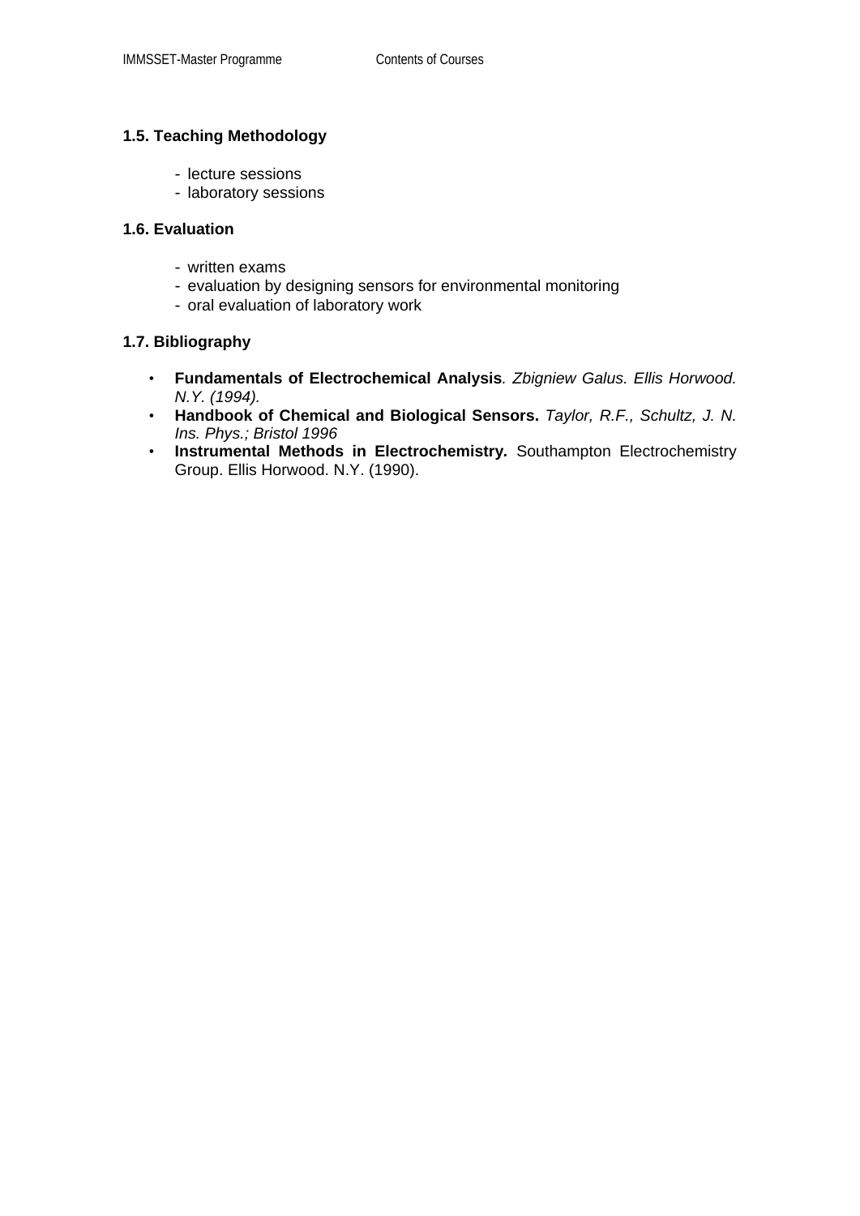### 1.5. Teaching Methodology

- lecture sessions
- laboratory sessions

### 1.6. Evaluation

- written exams
- evaluation by designing sensors for environmental monitoring
- oral evaluation of laboratory work

### 1.7. Bibliography

- **Fundamentals of Electrochemical Analysis***. Zbigniew Galus. Ellis Horwood. N.Y. (1994).*
- **Handbook of Chemical and Biological Sensors.** *Taylor, R.F., Schultz, J. N. Ins. Phys.; Bristol 1996*
- ***Instrumental Methods in Electrochemistry.*** Southampton Electrochemistry Group. Ellis Horwood. N.Y. (1990).